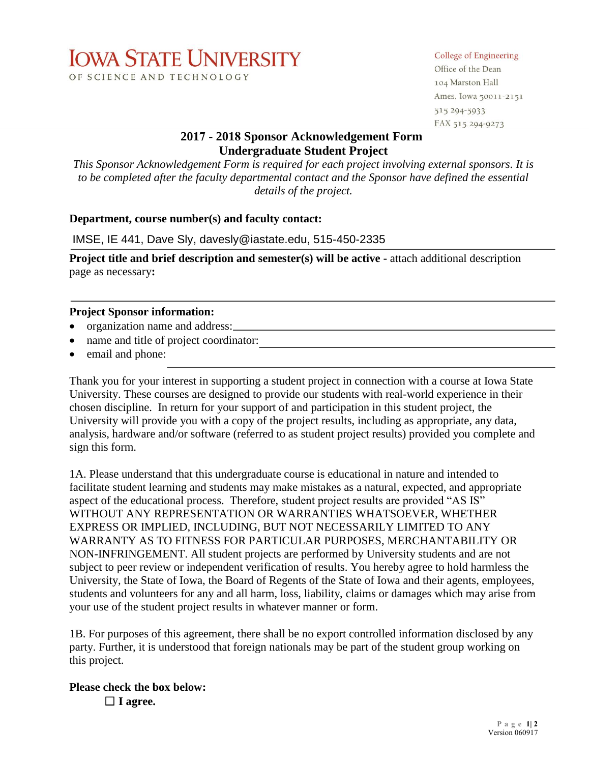# IOWA STATE UNIVERSITY

OF SCIENCE AND TECHNOLOGY

College of Engineering
Office of the Dean
104 Marston Hall
Ames, Iowa 50011-2151
515 294-5933
FAX 515 294-9273

## 2017 - 2018 Sponsor Acknowledgement Form
## Undergraduate Student Project

*This Sponsor Acknowledgement Form is required for each project involving external sponsors. It is to be completed after the faculty departmental contact and the Sponsor have defined the essential details of the project.*

**Department, course number(s) and faculty contact:**

IMSE, IE 441, Dave Sly, davesly@iastate.edu, 515-450-2335

**Project title and brief description and semester(s) will be active -** attach additional description page as necessary**:**

**Project Sponsor information:**

- organization name and address:
- name and title of project coordinator:
- email and phone:

Thank you for your interest in supporting a student project in connection with a course at Iowa State University. These courses are designed to provide our students with real-world experience in their chosen discipline. In return for your support of and participation in this student project, the University will provide you with a copy of the project results, including as appropriate, any data, analysis, hardware and/or software (referred to as student project results) provided you complete and sign this form.

1A. Please understand that this undergraduate course is educational in nature and intended to facilitate student learning and students may make mistakes as a natural, expected, and appropriate aspect of the educational process. Therefore, student project results are provided "AS IS" WITHOUT ANY REPRESENTATION OR WARRANTIES WHATSOEVER, WHETHER EXPRESS OR IMPLIED, INCLUDING, BUT NOT NECESSARILY LIMITED TO ANY WARRANTY AS TO FITNESS FOR PARTICULAR PURPOSES, MERCHANTABILITY OR NON-INFRINGEMENT. All student projects are performed by University students and are not subject to peer review or independent verification of results. You hereby agree to hold harmless the University, the State of Iowa, the Board of Regents of the State of Iowa and their agents, employees, students and volunteers for any and all harm, loss, liability, claims or damages which may arise from your use of the student project results in whatever manner or form.

1B. For purposes of this agreement, there shall be no export controlled information disclosed by any party. Further, it is understood that foreign nationals may be part of the student group working on this project.

**Please check the box below:**

☐ **I agree.**

Version 060917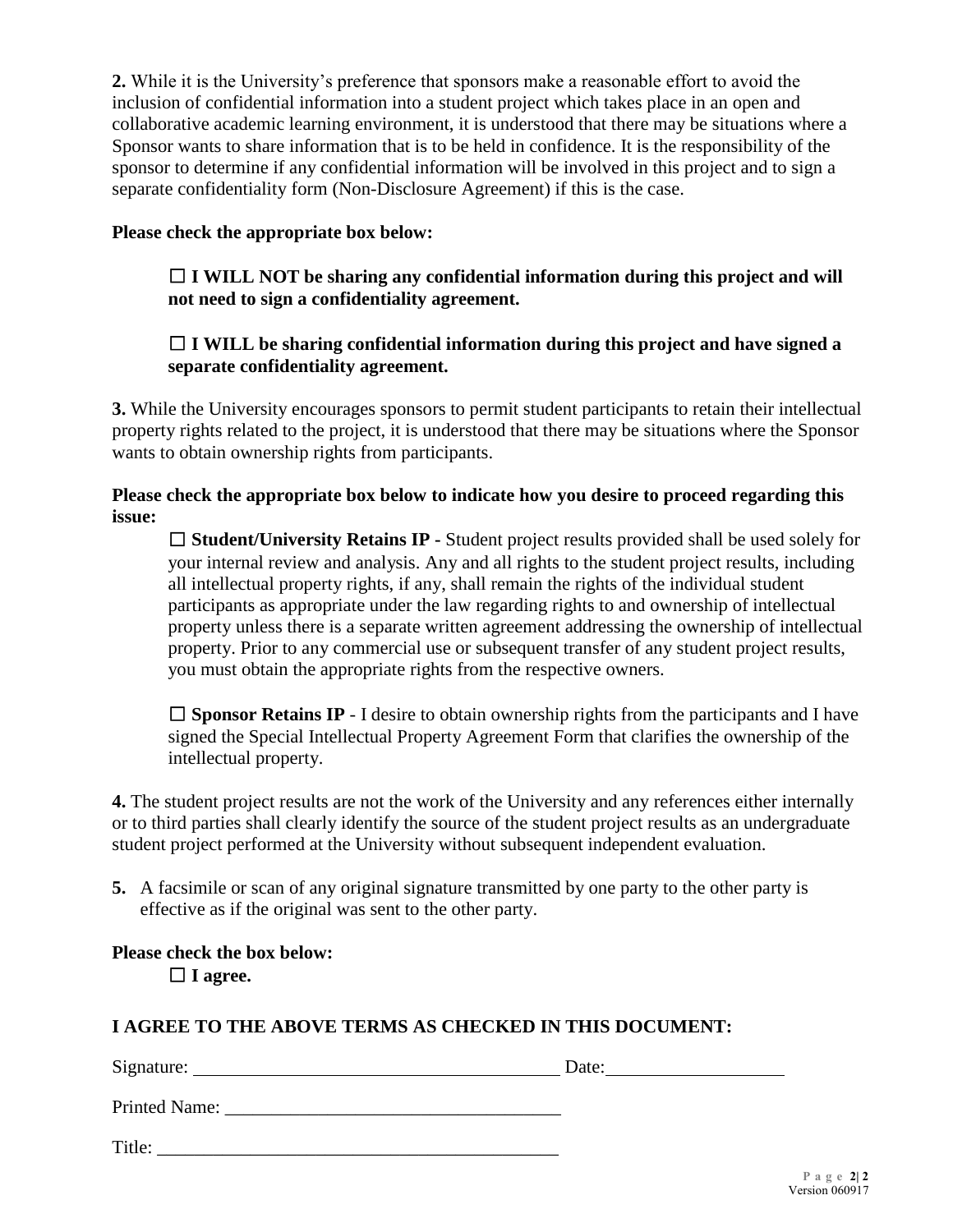**2.** While it is the University's preference that sponsors make a reasonable effort to avoid the inclusion of confidential information into a student project which takes place in an open and collaborative academic learning environment, it is understood that there may be situations where a Sponsor wants to share information that is to be held in confidence. It is the responsibility of the sponsor to determine if any confidential information will be involved in this project and to sign a separate confidentiality form (Non-Disclosure Agreement) if this is the case.

**Please check the appropriate box below:**

☐ **I WILL NOT be sharing any confidential information during this project and will not need to sign a confidentiality agreement.**

☐ **I WILL be sharing confidential information during this project and have signed a separate confidentiality agreement.**

**3.** While the University encourages sponsors to permit student participants to retain their intellectual property rights related to the project, it is understood that there may be situations where the Sponsor wants to obtain ownership rights from participants.

**Please check the appropriate box below to indicate how you desire to proceed regarding this issue:**

☐ **Student/University Retains IP -** Student project results provided shall be used solely for your internal review and analysis. Any and all rights to the student project results, including all intellectual property rights, if any, shall remain the rights of the individual student participants as appropriate under the law regarding rights to and ownership of intellectual property unless there is a separate written agreement addressing the ownership of intellectual property. Prior to any commercial use or subsequent transfer of any student project results, you must obtain the appropriate rights from the respective owners.

☐ **Sponsor Retains IP** - I desire to obtain ownership rights from the participants and I have signed the Special Intellectual Property Agreement Form that clarifies the ownership of the intellectual property.

**4.** The student project results are not the work of the University and any references either internally or to third parties shall clearly identify the source of the student project results as an undergraduate student project performed at the University without subsequent independent evaluation.

**5.** A facsimile or scan of any original signature transmitted by one party to the other party is effective as if the original was sent to the other party.

**Please check the box below:**

☐ **I agree.**

**I AGREE TO THE ABOVE TERMS AS CHECKED IN THIS DOCUMENT:**

Signature: ________________________________________ Date: ____________________

Printed Name: ____________________________________

Title: ___________________________________________

Version 060917